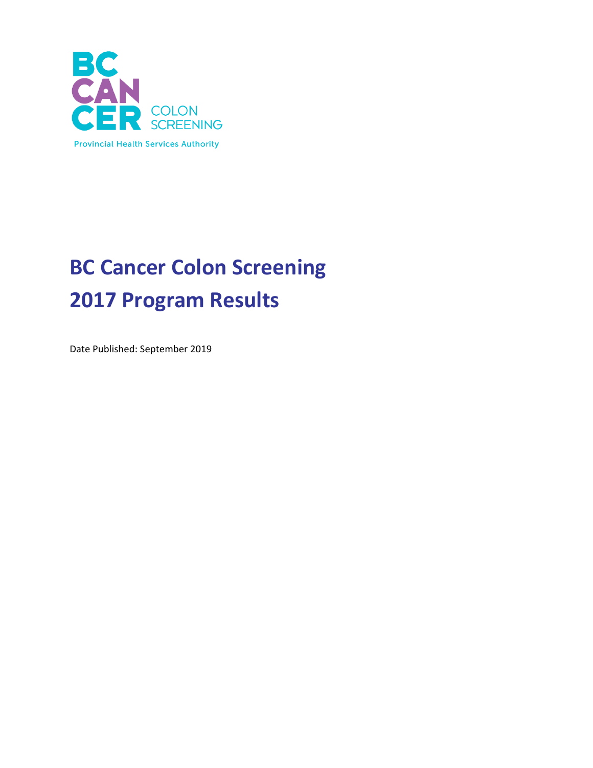BC CANCER COLON SCREENING

Provincial Health Services Authority

# BC Cancer Colon Screening 2017 Program Results

Date Published: September 2019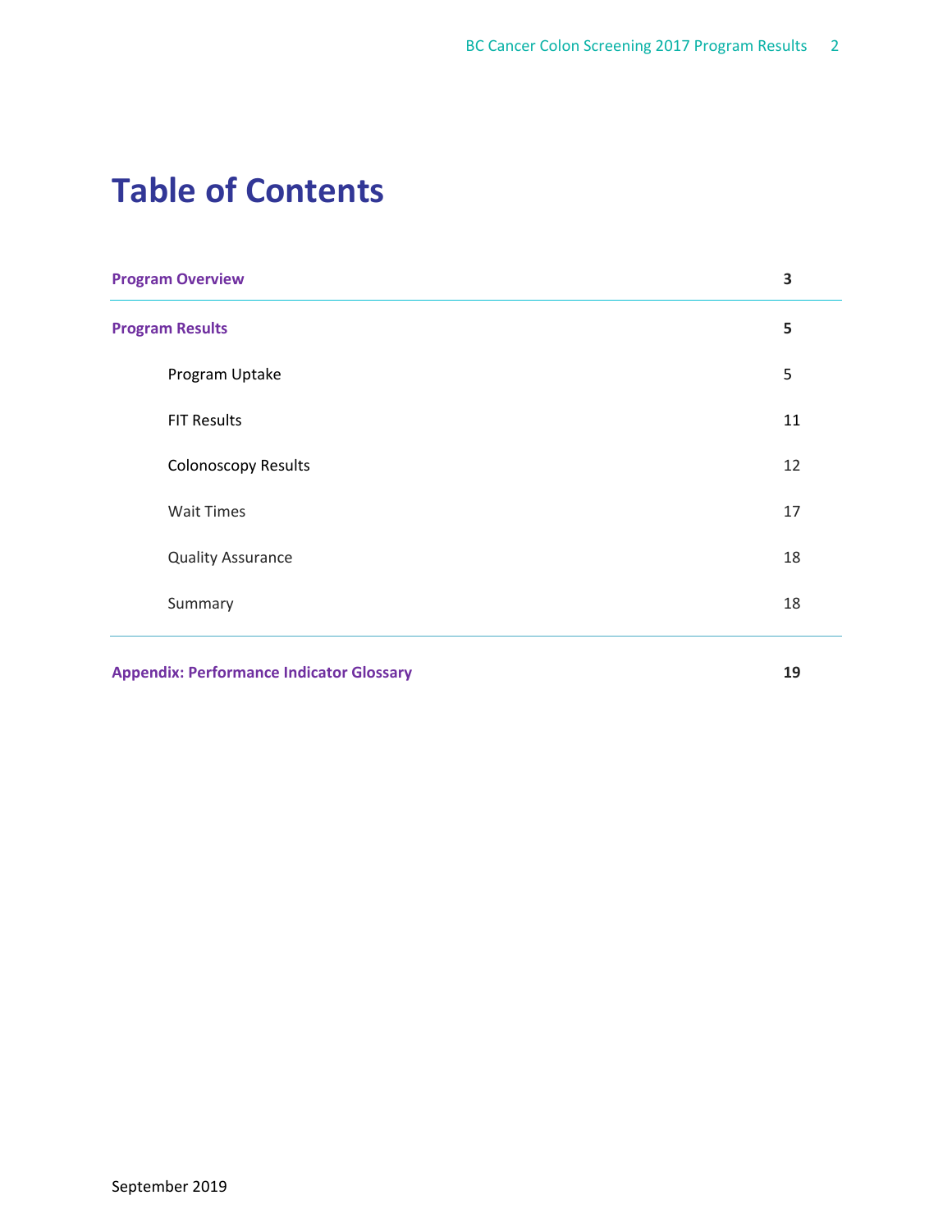# Table of Contents

| | |
|---|---|
| **Program Overview** | **3** |
| **Program Results** | **5** |
| Program Uptake | 5 |
| FIT Results | 11 |
| Colonoscopy Results | 12 |
| Wait Times | 17 |
| Quality Assurance | 18 |
| Summary | 18 |
| **Appendix: Performance Indicator Glossary** | **19** |

September 2019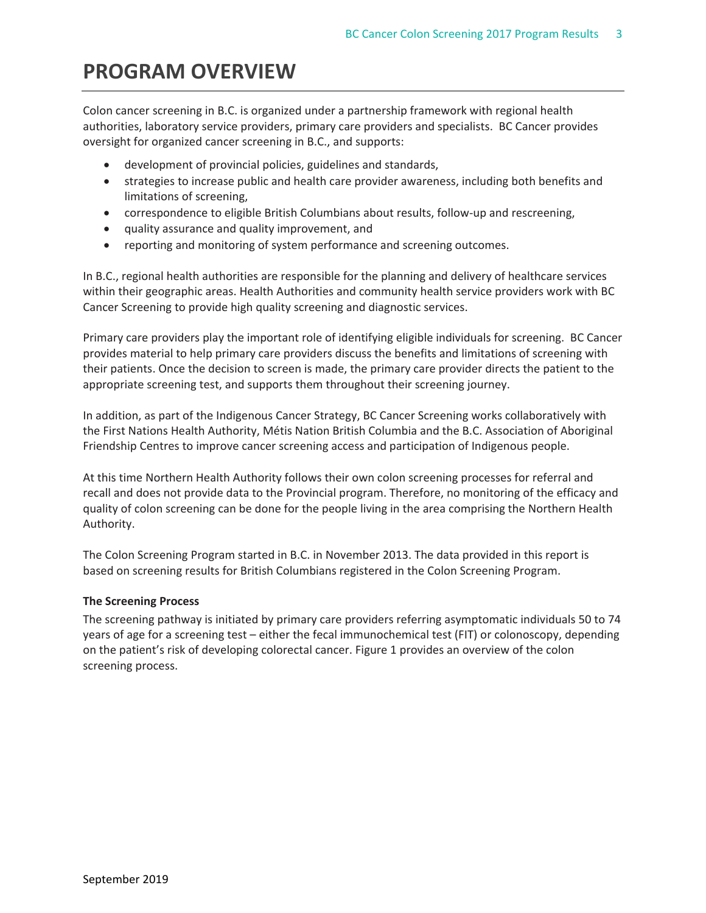# PROGRAM OVERVIEW

Colon cancer screening in B.C. is organized under a partnership framework with regional health authorities, laboratory service providers, primary care providers and specialists. BC Cancer provides oversight for organized cancer screening in B.C., and supports:

- development of provincial policies, guidelines and standards,
- strategies to increase public and health care provider awareness, including both benefits and limitations of screening,
- correspondence to eligible British Columbians about results, follow-up and rescreening,
- quality assurance and quality improvement, and
- reporting and monitoring of system performance and screening outcomes.

In B.C., regional health authorities are responsible for the planning and delivery of healthcare services within their geographic areas. Health Authorities and community health service providers work with BC Cancer Screening to provide high quality screening and diagnostic services.

Primary care providers play the important role of identifying eligible individuals for screening. BC Cancer provides material to help primary care providers discuss the benefits and limitations of screening with their patients. Once the decision to screen is made, the primary care provider directs the patient to the appropriate screening test, and supports them throughout their screening journey.

In addition, as part of the Indigenous Cancer Strategy, BC Cancer Screening works collaboratively with the First Nations Health Authority, Métis Nation British Columbia and the B.C. Association of Aboriginal Friendship Centres to improve cancer screening access and participation of Indigenous people.

At this time Northern Health Authority follows their own colon screening processes for referral and recall and does not provide data to the Provincial program. Therefore, no monitoring of the efficacy and quality of colon screening can be done for the people living in the area comprising the Northern Health Authority.

The Colon Screening Program started in B.C. in November 2013. The data provided in this report is based on screening results for British Columbians registered in the Colon Screening Program.

**The Screening Process**

The screening pathway is initiated by primary care providers referring asymptomatic individuals 50 to 74 years of age for a screening test – either the fecal immunochemical test (FIT) or colonoscopy, depending on the patient's risk of developing colorectal cancer. Figure 1 provides an overview of the colon screening process.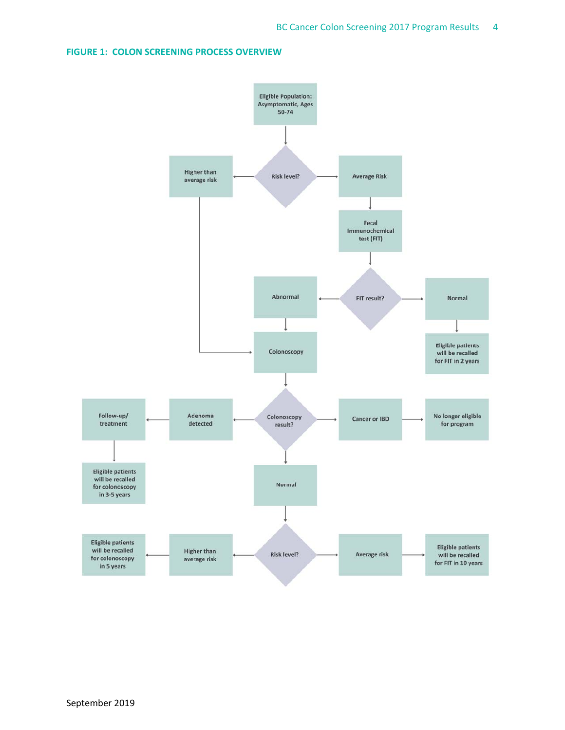#### FIGURE 1: COLON SCREENING PROCESS OVERVIEW

- Eligible Population: Asymptomatic, Ages 50-74
  - Risk level?
    - Higher than average risk → Colonoscopy
    - Average Risk → Fecal immunochemical test (FIT)
      - FIT result?
        - Abnormal → Colonoscopy
        - Normal → Eligible patients will be recalled for FIT in 2 years
- Colonoscopy
  - Colonoscopy result?
    - Adenoma detected → Follow-up/ treatment → Eligible patients will be recalled for colonoscopy in 3-5 years
    - Cancer or IBD → No longer eligible for program
    - Normal
      - Risk level?
        - Higher than average risk → Eligible patients will be recalled for colonoscopy in 5 years
        - Average risk → Eligible patients will be recalled for FIT in 10 years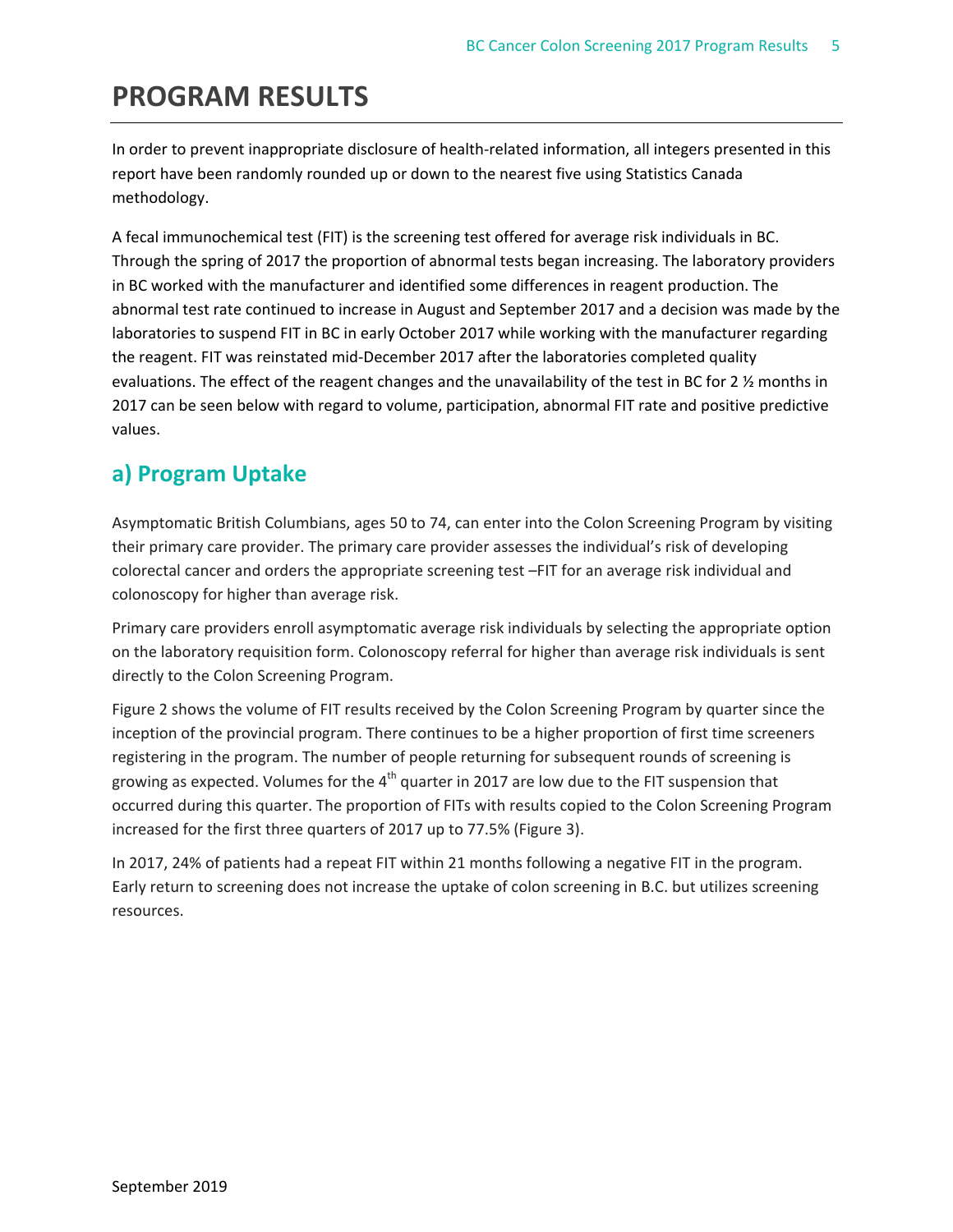# PROGRAM RESULTS

In order to prevent inappropriate disclosure of health-related information, all integers presented in this report have been randomly rounded up or down to the nearest five using Statistics Canada methodology.

A fecal immunochemical test (FIT) is the screening test offered for average risk individuals in BC. Through the spring of 2017 the proportion of abnormal tests began increasing. The laboratory providers in BC worked with the manufacturer and identified some differences in reagent production. The abnormal test rate continued to increase in August and September 2017 and a decision was made by the laboratories to suspend FIT in BC in early October 2017 while working with the manufacturer regarding the reagent. FIT was reinstated mid-December 2017 after the laboratories completed quality evaluations. The effect of the reagent changes and the unavailability of the test in BC for 2 ½ months in 2017 can be seen below with regard to volume, participation, abnormal FIT rate and positive predictive values.

## a) Program Uptake

Asymptomatic British Columbians, ages 50 to 74, can enter into the Colon Screening Program by visiting their primary care provider. The primary care provider assesses the individual's risk of developing colorectal cancer and orders the appropriate screening test –FIT for an average risk individual and colonoscopy for higher than average risk.

Primary care providers enroll asymptomatic average risk individuals by selecting the appropriate option on the laboratory requisition form. Colonoscopy referral for higher than average risk individuals is sent directly to the Colon Screening Program.

Figure 2 shows the volume of FIT results received by the Colon Screening Program by quarter since the inception of the provincial program. There continues to be a higher proportion of first time screeners registering in the program. The number of people returning for subsequent rounds of screening is growing as expected. Volumes for the 4th quarter in 2017 are low due to the FIT suspension that occurred during this quarter. The proportion of FITs with results copied to the Colon Screening Program increased for the first three quarters of 2017 up to 77.5% (Figure 3).

In 2017, 24% of patients had a repeat FIT within 21 months following a negative FIT in the program. Early return to screening does not increase the uptake of colon screening in B.C. but utilizes screening resources.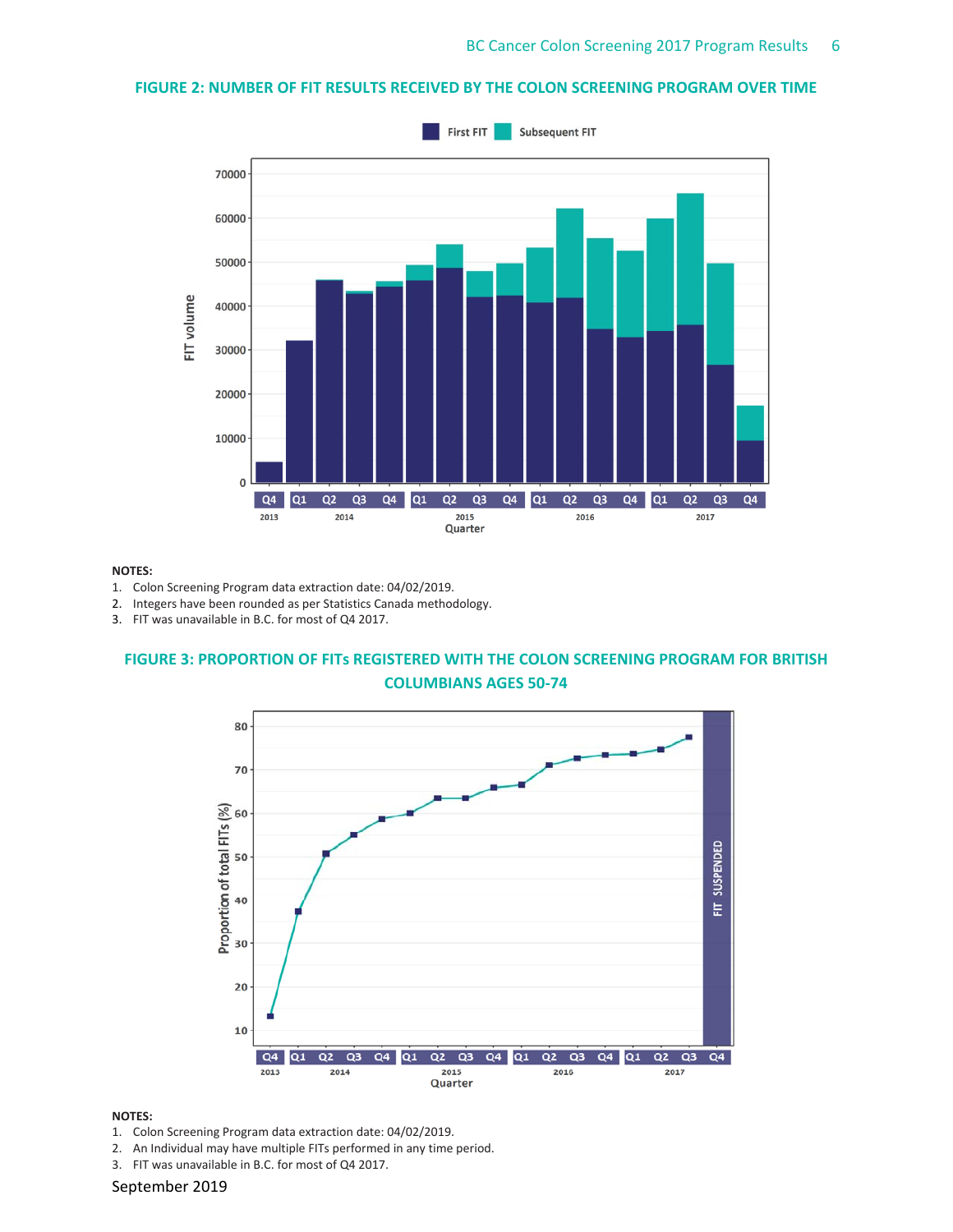## FIGURE 2: NUMBER OF FIT RESULTS RECEIVED BY THE COLON SCREENING PROGRAM OVER TIME

**NOTES:**

1. Colon Screening Program data extraction date: 04/02/2019.
2. Integers have been rounded as per Statistics Canada methodology.
3. FIT was unavailable in B.C. for most of Q4 2017.

## FIGURE 3: PROPORTION OF FITs REGISTERED WITH THE COLON SCREENING PROGRAM FOR BRITISH COLUMBIANS AGES 50-74

**NOTES:**

1. Colon Screening Program data extraction date: 04/02/2019.
2. An Individual may have multiple FITs performed in any time period.
3. FIT was unavailable in B.C. for most of Q4 2017.

September 2019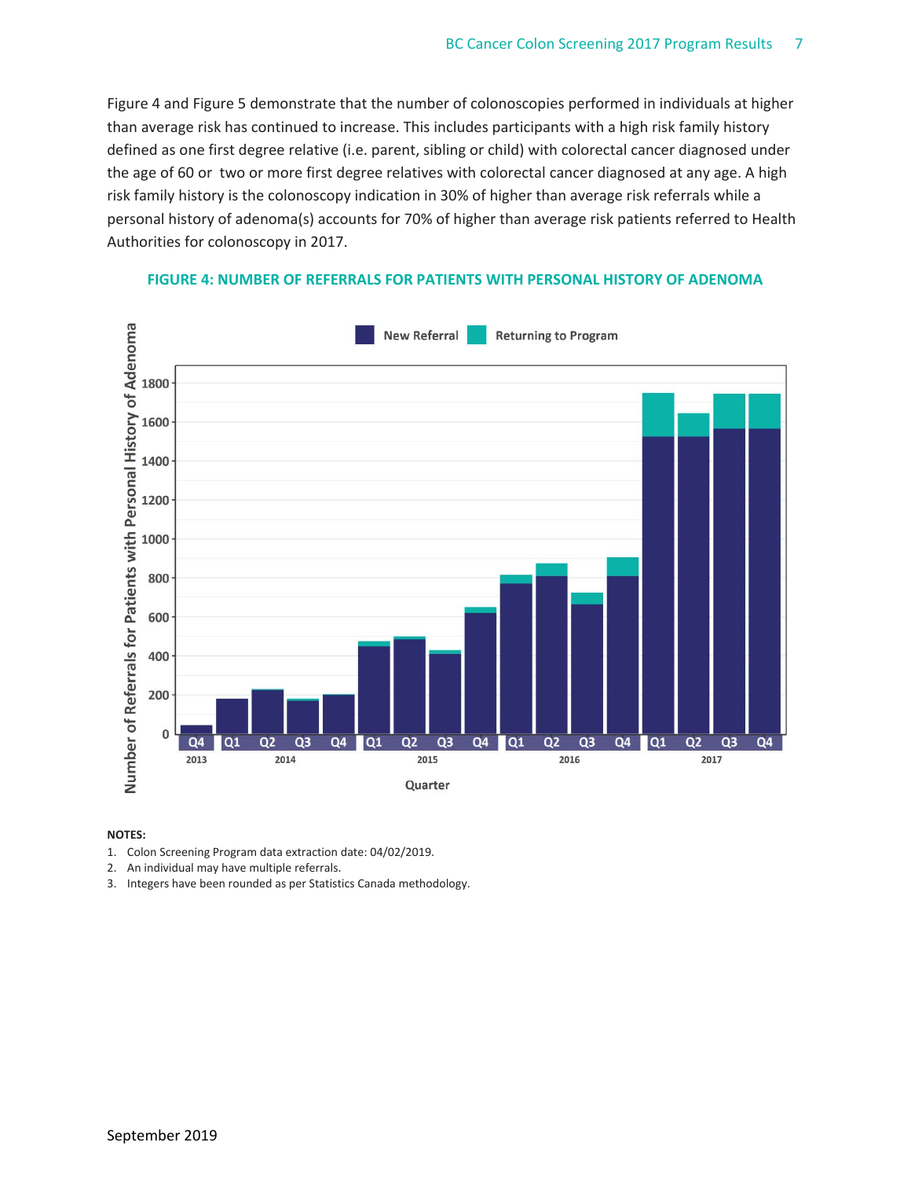Figure 4 and Figure 5 demonstrate that the number of colonoscopies performed in individuals at higher than average risk has continued to increase. This includes participants with a high risk family history defined as one first degree relative (i.e. parent, sibling or child) with colorectal cancer diagnosed under the age of 60 or two or more first degree relatives with colorectal cancer diagnosed at any age. A high risk family history is the colonoscopy indication in 30% of higher than average risk referrals while a personal history of adenoma(s) accounts for 70% of higher than average risk patients referred to Health Authorities for colonoscopy in 2017.

**FIGURE 4: NUMBER OF REFERRALS FOR PATIENTS WITH PERSONAL HISTORY OF ADENOMA**

**NOTES:**

1. Colon Screening Program data extraction date: 04/02/2019.
2. An individual may have multiple referrals.
3. Integers have been rounded as per Statistics Canada methodology.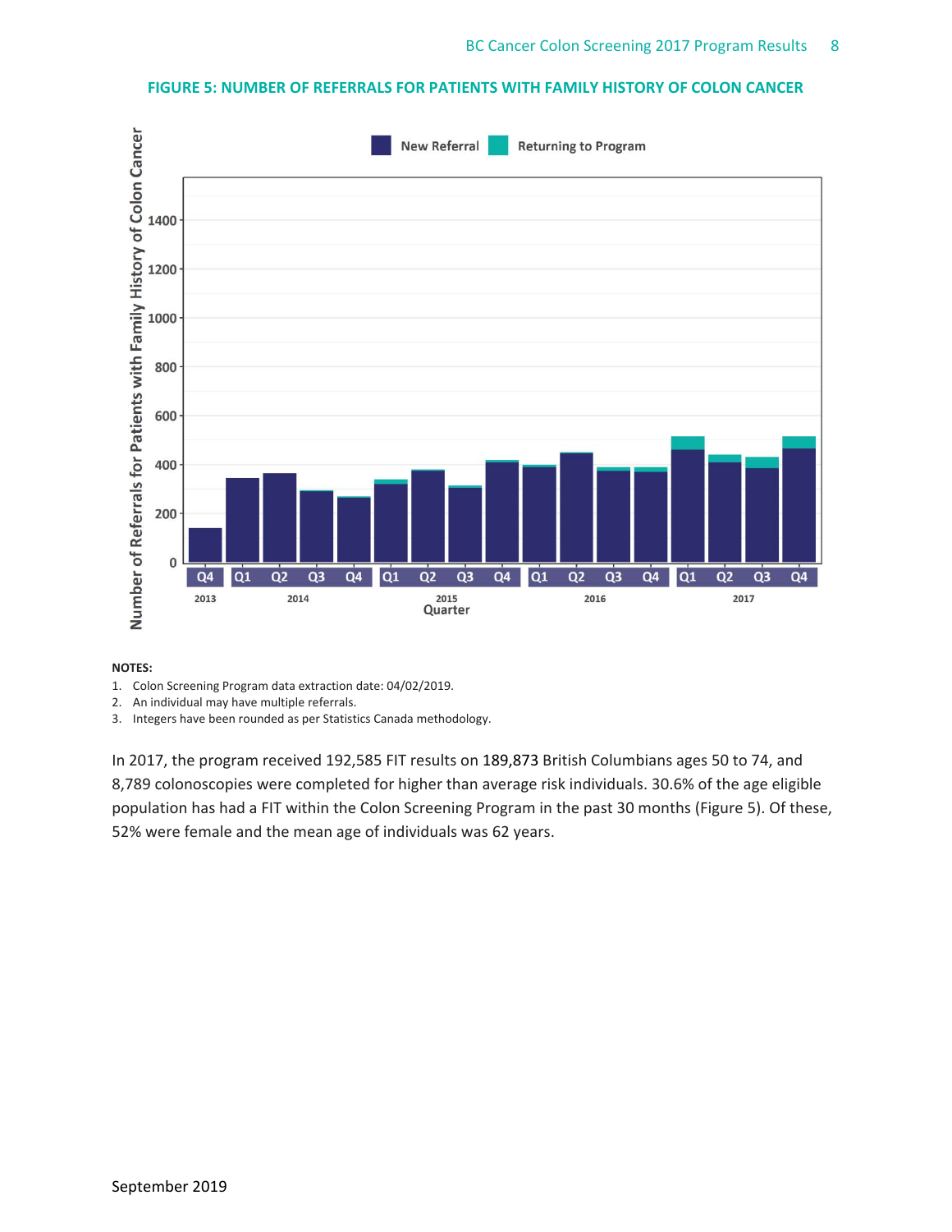### FIGURE 5: NUMBER OF REFERRALS FOR PATIENTS WITH FAMILY HISTORY OF COLON CANCER

**NOTES:**

1. Colon Screening Program data extraction date: 04/02/2019.
2. An individual may have multiple referrals.
3. Integers have been rounded as per Statistics Canada methodology.

In 2017, the program received 192,585 FIT results on 189,873 British Columbians ages 50 to 74, and 8,789 colonoscopies were completed for higher than average risk individuals. 30.6% of the age eligible population has had a FIT within the Colon Screening Program in the past 30 months (Figure 5). Of these, 52% were female and the mean age of individuals was 62 years.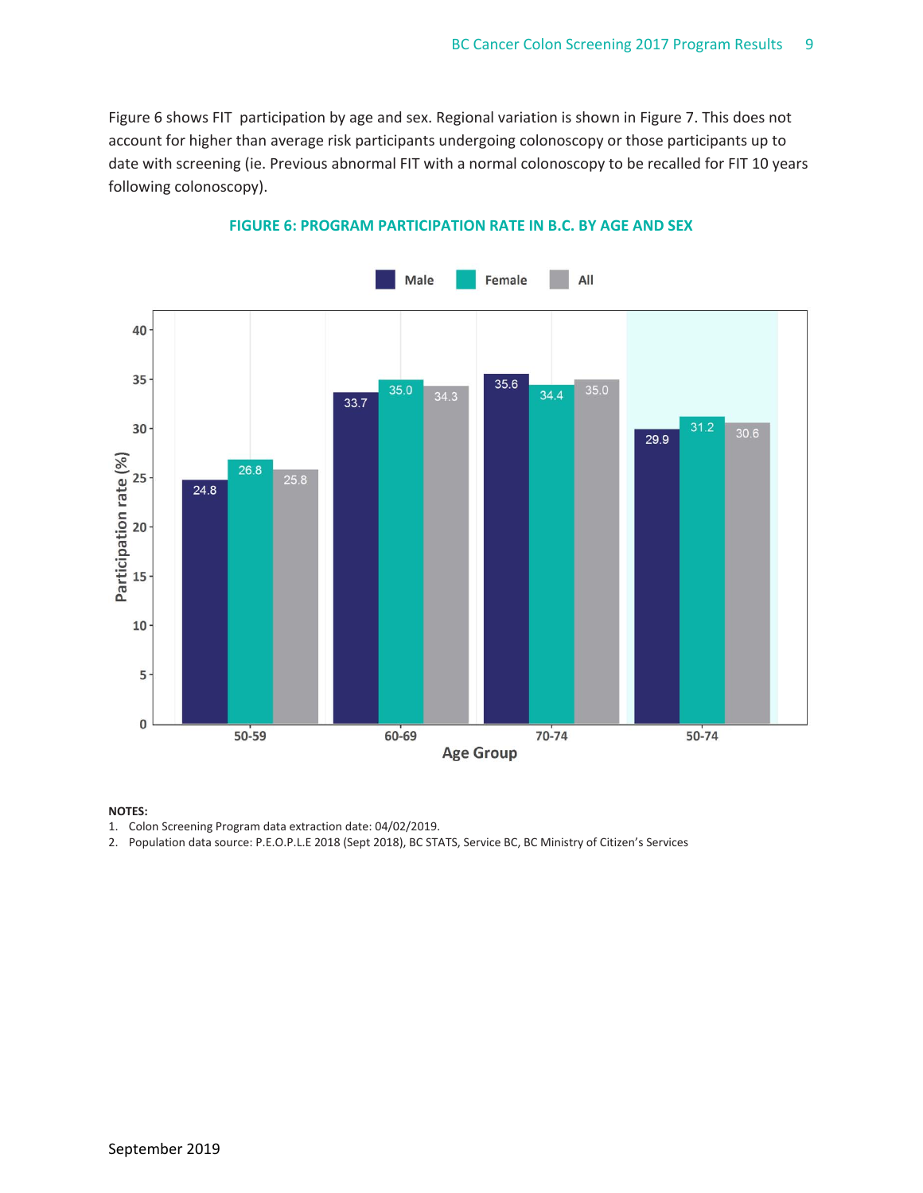Figure 6 shows FIT participation by age and sex. Regional variation is shown in Figure 7. This does not account for higher than average risk participants undergoing colonoscopy or those participants up to date with screening (ie. Previous abnormal FIT with a normal colonoscopy to be recalled for FIT 10 years following colonoscopy).

## FIGURE 6: PROGRAM PARTICIPATION RATE IN B.C. BY AGE AND SEX

| Age Group | Male | Female | All |
|---|---|---|---|
| 50-59 | 24.8 | 26.8 | 25.8 |
| 60-69 | 33.7 | 35.0 | 34.3 |
| 70-74 | 35.6 | 34.4 | 35.0 |
| 50-74 | 29.9 | 31.2 | 30.6 |

Participation rate (%) by Age Group

**NOTES:**

1. Colon Screening Program data extraction date: 04/02/2019.
2. Population data source: P.E.O.P.L.E 2018 (Sept 2018), BC STATS, Service BC, BC Ministry of Citizen's Services

September 2019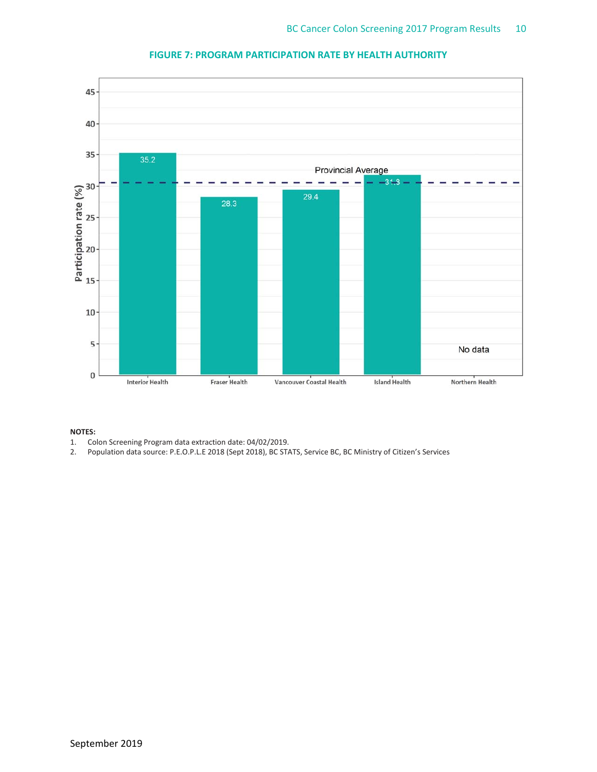### FIGURE 7: PROGRAM PARTICIPATION RATE BY HEALTH AUTHORITY

| Health Authority | Participation rate (%) |
|---|---|
| Interior Health | 35.2 |
| Fraser Health | 28.3 |
| Vancouver Coastal Health | 29.4 |
| Island Health | 31.8 |
| Northern Health | No data |

Provincial Average

**NOTES:**

1. Colon Screening Program data extraction date: 04/02/2019.
2. Population data source: P.E.O.P.L.E 2018 (Sept 2018), BC STATS, Service BC, BC Ministry of Citizen's Services

September 2019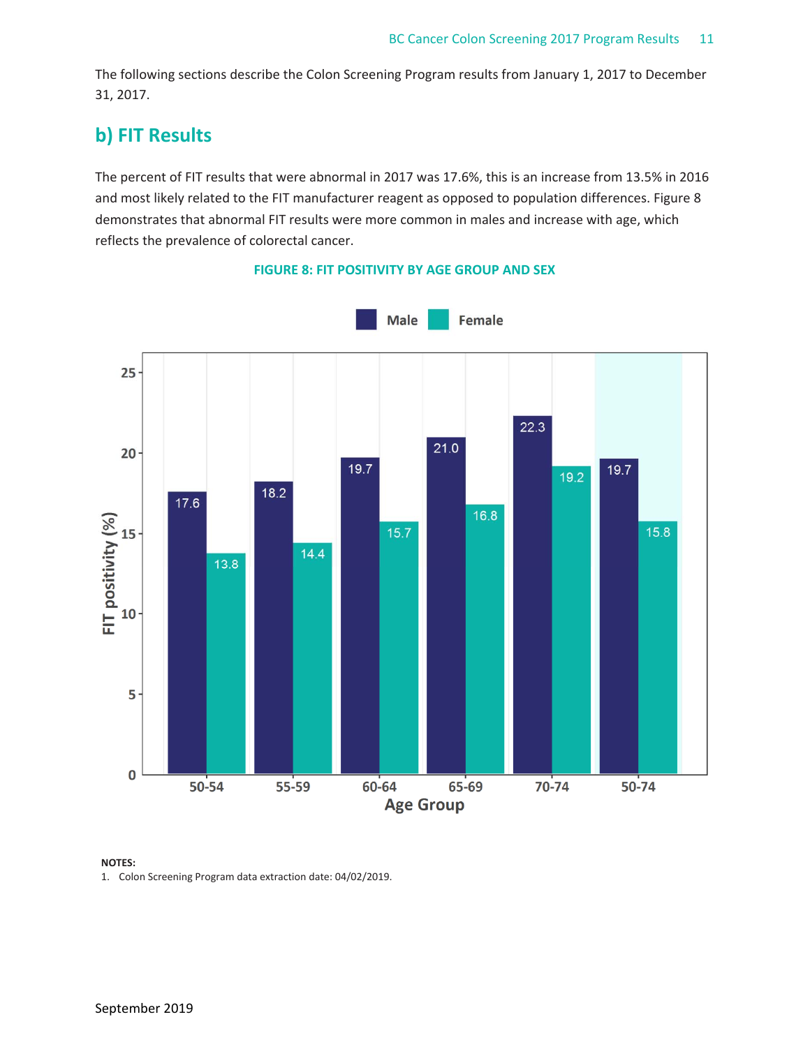The following sections describe the Colon Screening Program results from January 1, 2017 to December 31, 2017.

## b) FIT Results

The percent of FIT results that were abnormal in 2017 was 17.6%, this is an increase from 13.5% in 2016 and most likely related to the FIT manufacturer reagent as opposed to population differences. Figure 8 demonstrates that abnormal FIT results were more common in males and increase with age, which reflects the prevalence of colorectal cancer.

**FIGURE 8: FIT POSITIVITY BY AGE GROUP AND SEX**

| Age Group | Male FIT positivity (%) | Female FIT positivity (%) |
|---|---|---|
| 50-54 | 17.6 | 13.8 |
| 55-59 | 18.2 | 14.4 |
| 60-64 | 19.7 | 15.7 |
| 65-69 | 21.0 | 16.8 |
| 70-74 | 22.3 | 19.2 |
| 50-74 | 19.7 | 15.8 |

**NOTES:**

1. Colon Screening Program data extraction date: 04/02/2019.

September 2019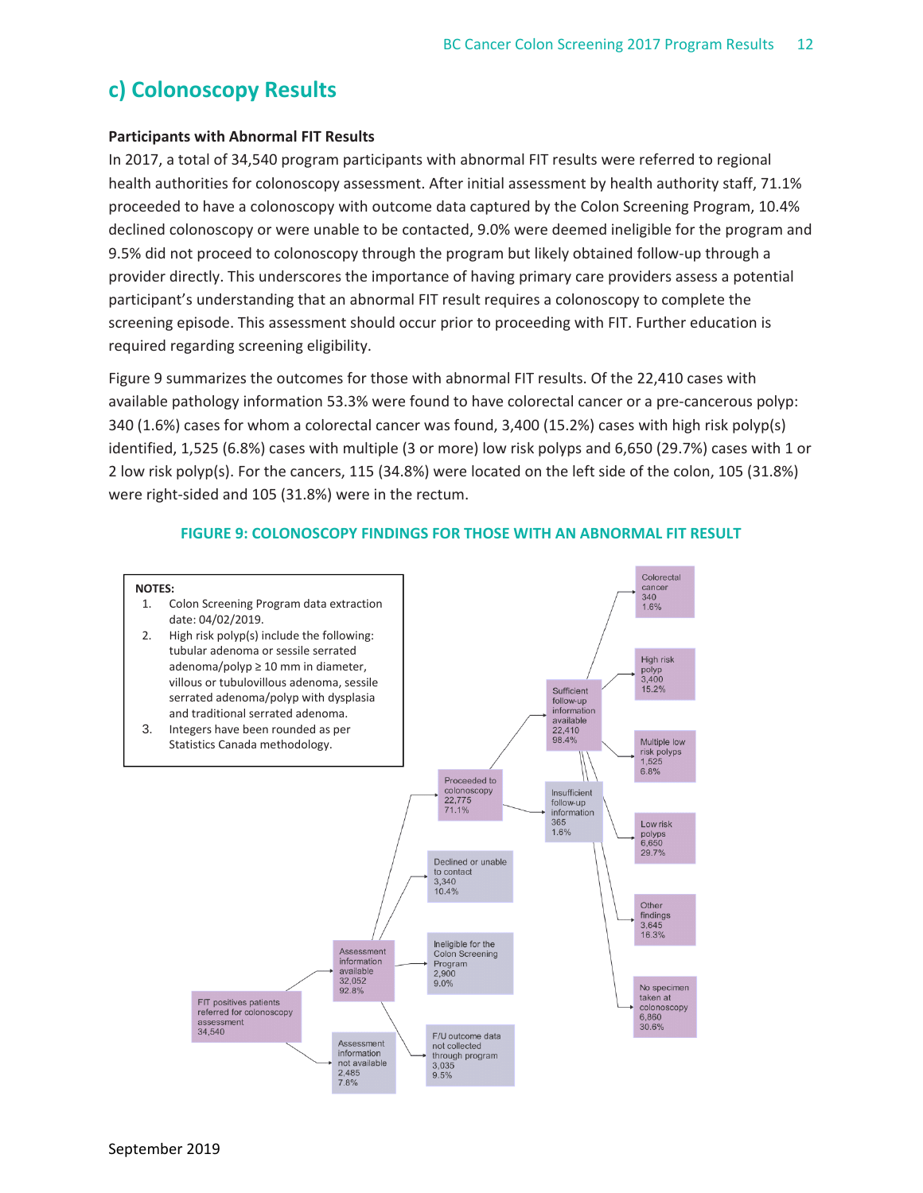## c) Colonoscopy Results

**Participants with Abnormal FIT Results**

In 2017, a total of 34,540 program participants with abnormal FIT results were referred to regional health authorities for colonoscopy assessment. After initial assessment by health authority staff, 71.1% proceeded to have a colonoscopy with outcome data captured by the Colon Screening Program, 10.4% declined colonoscopy or were unable to be contacted, 9.0% were deemed ineligible for the program and 9.5% did not proceed to colonoscopy through the program but likely obtained follow-up through a provider directly. This underscores the importance of having primary care providers assess a potential participant's understanding that an abnormal FIT result requires a colonoscopy to complete the screening episode. This assessment should occur prior to proceeding with FIT. Further education is required regarding screening eligibility.

Figure 9 summarizes the outcomes for those with abnormal FIT results. Of the 22,410 cases with available pathology information 53.3% were found to have colorectal cancer or a pre-cancerous polyp: 340 (1.6%) cases for whom a colorectal cancer was found, 3,400 (15.2%) cases with high risk polyp(s) identified, 1,525 (6.8%) cases with multiple (3 or more) low risk polyps and 6,650 (29.7%) cases with 1 or 2 low risk polyp(s). For the cancers, 115 (34.8%) were located on the left side of the colon, 105 (31.8%) were right-sided and 105 (31.8%) were in the rectum.

**FIGURE 9: COLONOSCOPY FINDINGS FOR THOSE WITH AN ABNORMAL FIT RESULT**

NOTES:
1. Colon Screening Program data extraction date: 04/02/2019.
2. High risk polyp(s) include the following: tubular adenoma or sessile serrated adenoma/polyp ≥ 10 mm in diameter, villous or tubulovillous adenoma, sessile serrated adenoma/polyp with dysplasia and traditional serrated adenoma.
3. Integers have been rounded as per Statistics Canada methodology.

- FIT positives patients referred for colonoscopy assessment 34,540
  - Assessment information available 32,052 92.8%
    - Proceeded to colonoscopy 22,775 71.1%
      - Sufficient follow-up information available 22,410 98.4%
        - Colorectal cancer 340 1.6%
        - High risk polyp 3,400 15.2%
        - Multiple low risk polyps 1,525 6.8%
        - Low risk polyps 6,650 29.7%
        - Other findings 3,645 16.3%
        - No specimen taken at colonoscopy 6,860 30.6%
      - Insufficient follow-up information 365 1.6%
    - Declined or unable to contact 3,340 10.4%
    - Ineligible for the Colon Screening Program 2,900 9.0%
    - F/U outcome data not collected through program 3,035 9.5%
  - Assessment information not available 2,485 7.8%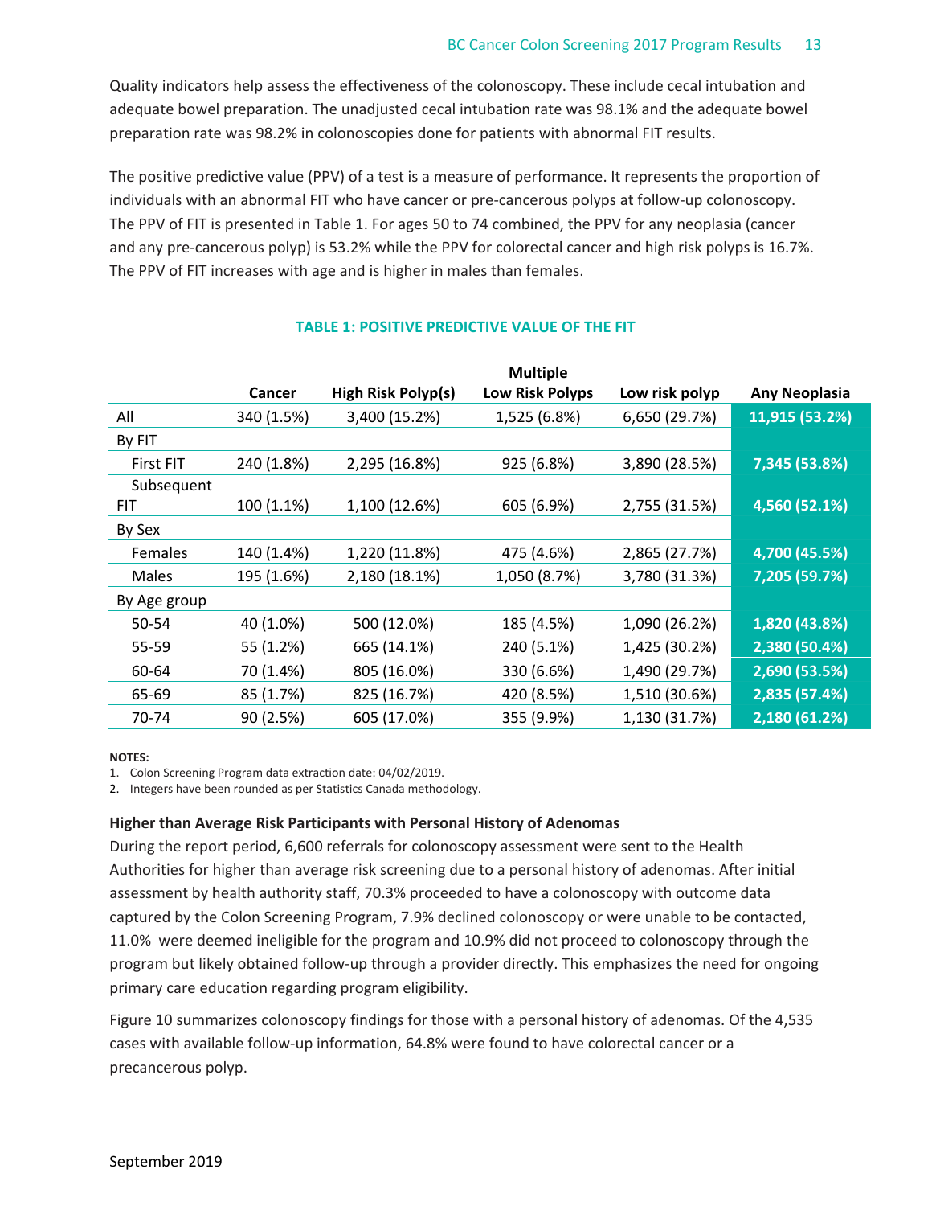Quality indicators help assess the effectiveness of the colonoscopy. These include cecal intubation and adequate bowel preparation. The unadjusted cecal intubation rate was 98.1% and the adequate bowel preparation rate was 98.2% in colonoscopies done for patients with abnormal FIT results.

The positive predictive value (PPV) of a test is a measure of performance. It represents the proportion of individuals with an abnormal FIT who have cancer or pre-cancerous polyps at follow-up colonoscopy. The PPV of FIT is presented in Table 1. For ages 50 to 74 combined, the PPV for any neoplasia (cancer and any pre-cancerous polyp) is 53.2% while the PPV for colorectal cancer and high risk polyps is 16.7%. The PPV of FIT increases with age and is higher in males than females.

**TABLE 1: POSITIVE PREDICTIVE VALUE OF THE FIT**

| | Cancer | High Risk Polyp(s) | Multiple Low Risk Polyps | Low risk polyp | Any Neoplasia |
|---|---|---|---|---|---|
| All | 340 (1.5%) | 3,400 (15.2%) | 1,525 (6.8%) | 6,650 (29.7%) | **11,915 (53.2%)** |
| By FIT | | | | | |
| First FIT | 240 (1.8%) | 2,295 (16.8%) | 925 (6.8%) | 3,890 (28.5%) | **7,345 (53.8%)** |
| Subsequent FIT | 100 (1.1%) | 1,100 (12.6%) | 605 (6.9%) | 2,755 (31.5%) | **4,560 (52.1%)** |
| By Sex | | | | | |
| Females | 140 (1.4%) | 1,220 (11.8%) | 475 (4.6%) | 2,865 (27.7%) | **4,700 (45.5%)** |
| Males | 195 (1.6%) | 2,180 (18.1%) | 1,050 (8.7%) | 3,780 (31.3%) | **7,205 (59.7%)** |
| By Age group | | | | | |
| 50-54 | 40 (1.0%) | 500 (12.0%) | 185 (4.5%) | 1,090 (26.2%) | **1,820 (43.8%)** |
| 55-59 | 55 (1.2%) | 665 (14.1%) | 240 (5.1%) | 1,425 (30.2%) | **2,380 (50.4%)** |
| 60-64 | 70 (1.4%) | 805 (16.0%) | 330 (6.6%) | 1,490 (29.7%) | **2,690 (53.5%)** |
| 65-69 | 85 (1.7%) | 825 (16.7%) | 420 (8.5%) | 1,510 (30.6%) | **2,835 (57.4%)** |
| 70-74 | 90 (2.5%) | 605 (17.0%) | 355 (9.9%) | 1,130 (31.7%) | **2,180 (61.2%)** |

**NOTES:**

1. Colon Screening Program data extraction date: 04/02/2019.
2. Integers have been rounded as per Statistics Canada methodology.

**Higher than Average Risk Participants with Personal History of Adenomas**

During the report period, 6,600 referrals for colonoscopy assessment were sent to the Health Authorities for higher than average risk screening due to a personal history of adenomas. After initial assessment by health authority staff, 70.3% proceeded to have a colonoscopy with outcome data captured by the Colon Screening Program, 7.9% declined colonoscopy or were unable to be contacted, 11.0% were deemed ineligible for the program and 10.9% did not proceed to colonoscopy through the program but likely obtained follow-up through a provider directly. This emphasizes the need for ongoing primary care education regarding program eligibility.

Figure 10 summarizes colonoscopy findings for those with a personal history of adenomas. Of the 4,535 cases with available follow-up information, 64.8% were found to have colorectal cancer or a precancerous polyp.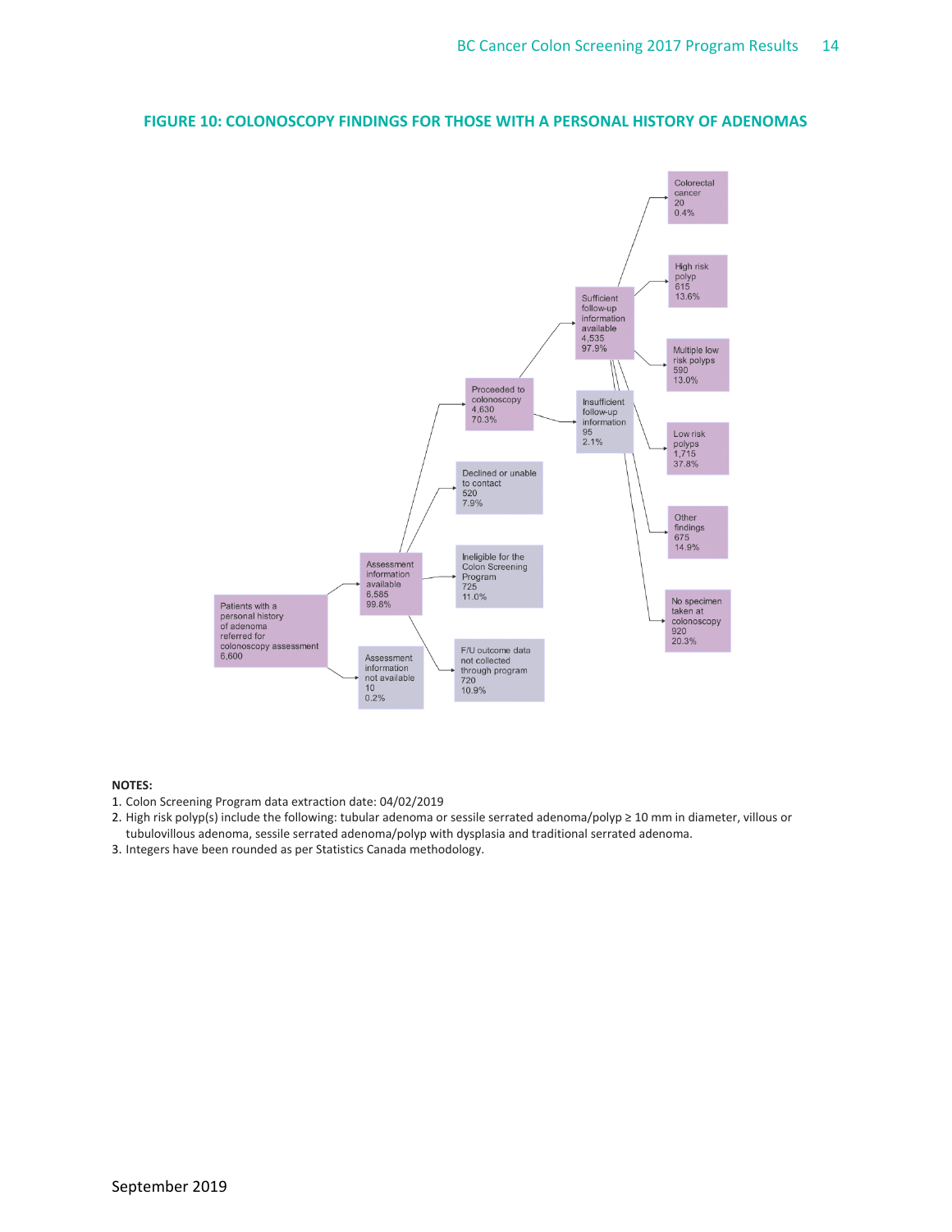## FIGURE 10: COLONOSCOPY FINDINGS FOR THOSE WITH A PERSONAL HISTORY OF ADENOMAS

Patients with a personal history of adenoma referred for colonoscopy assessment 6,600

- Assessment information available 6,585 99.8%
  - Proceeded to colonoscopy 4,630 70.3%
    - Sufficient follow-up information available 4,535 97.9%
      - Colorectal cancer 20 0.4%
      - High risk polyp 615 13.6%
      - Multiple low risk polyps 590 13.0%
      - Low risk polyps 1,715 37.8%
      - Other findings 675 14.9%
      - No specimen taken at colonoscopy 920 20.3%
    - Insufficient follow-up information 95 2.1%
  - Declined or unable to contact 520 7.9%
  - Ineligible for the Colon Screening Program 725 11.0%
  - F/U outcome data not collected through program 720 10.9%
- Assessment information not available 10 0.2%

**NOTES:**

1. Colon Screening Program data extraction date: 04/02/2019
2. High risk polyp(s) include the following: tubular adenoma or sessile serrated adenoma/polyp ≥ 10 mm in diameter, villous or tubulovillous adenoma, sessile serrated adenoma/polyp with dysplasia and traditional serrated adenoma.
3. Integers have been rounded as per Statistics Canada methodology.

September 2019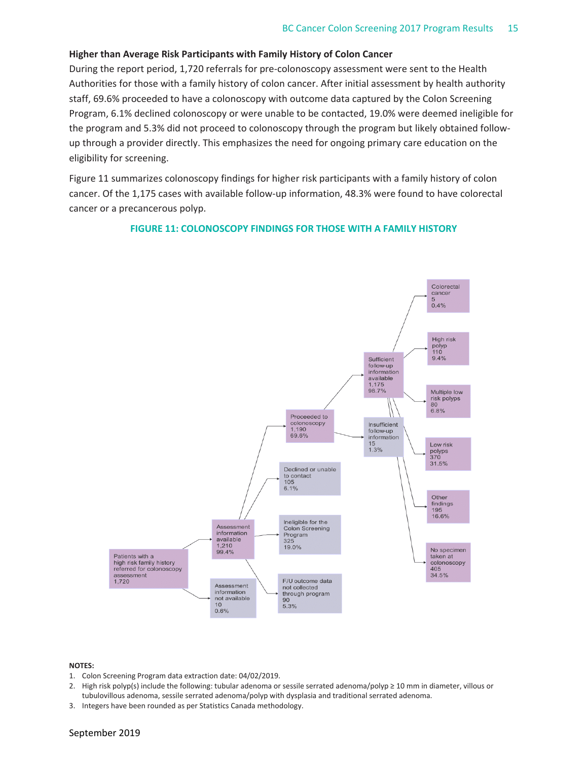### Higher than Average Risk Participants with Family History of Colon Cancer

During the report period, 1,720 referrals for pre-colonoscopy assessment were sent to the Health Authorities for those with a family history of colon cancer. After initial assessment by health authority staff, 69.6% proceeded to have a colonoscopy with outcome data captured by the Colon Screening Program, 6.1% declined colonoscopy or were unable to be contacted, 19.0% were deemed ineligible for the program and 5.3% did not proceed to colonoscopy through the program but likely obtained follow-up through a provider directly. This emphasizes the need for ongoing primary care education on the eligibility for screening.

Figure 11 summarizes colonoscopy findings for higher risk participants with a family history of colon cancer. Of the 1,175 cases with available follow-up information, 48.3% were found to have colorectal cancer or a precancerous polyp.

**FIGURE 11: COLONOSCOPY FINDINGS FOR THOSE WITH A FAMILY HISTORY**

- Patients with a high risk family history referred for colonoscopy assessment: 1,720
  - Assessment information available: 1,210 (99.4%)
    - Proceeded to colonoscopy: 1,190 (69.6%)
      - Sufficient follow-up information available: 1,175 (98.7%)
        - Colorectal cancer: 5 (0.4%)
        - High risk polyp: 110 (9.4%)
        - Multiple low risk polyps: 80 (6.8%)
        - Low risk polyps: 370 (31.5%)
        - Other findings: 195 (16.6%)
        - No specimen taken at colonoscopy: 405 (34.5%)
      - Insufficient follow-up information: 15 (1.3%)
    - Declined or unable to contact: 105 (6.1%)
    - Ineligible for the Colon Screening Program: 325 (19.0%)
    - F/U outcome data not collected through program: 90 (5.3%)
  - Assessment information not available: 10 (0.6%)

**NOTES:**

1. Colon Screening Program data extraction date: 04/02/2019.
2. High risk polyp(s) include the following: tubular adenoma or sessile serrated adenoma/polyp ≥ 10 mm in diameter, villous or tubulovillous adenoma, sessile serrated adenoma/polyp with dysplasia and traditional serrated adenoma.
3. Integers have been rounded as per Statistics Canada methodology.

September 2019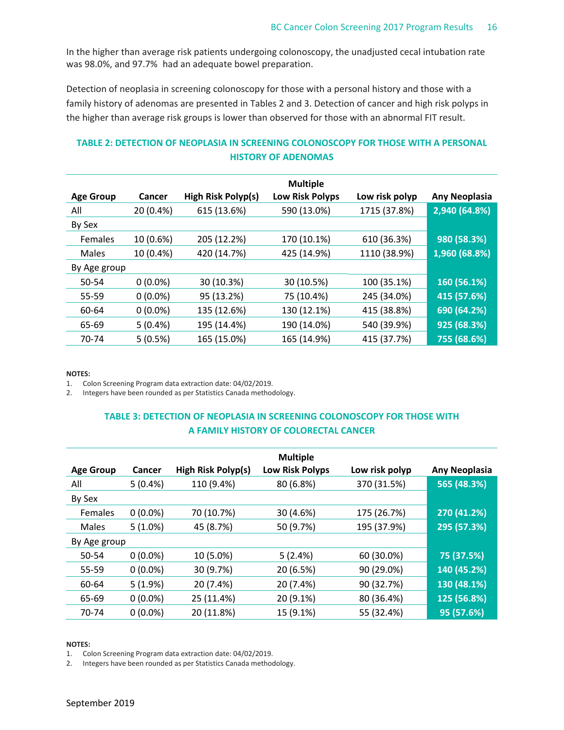In the higher than average risk patients undergoing colonoscopy, the unadjusted cecal intubation rate was 98.0%, and 97.7% had an adequate bowel preparation.

Detection of neoplasia in screening colonoscopy for those with a personal history and those with a family history of adenomas are presented in Tables 2 and 3. Detection of cancer and high risk polyps in the higher than average risk groups is lower than observed for those with an abnormal FIT result.

### TABLE 2: DETECTION OF NEOPLASIA IN SCREENING COLONOSCOPY FOR THOSE WITH A PERSONAL HISTORY OF ADENOMAS

| Age Group | Cancer | High Risk Polyp(s) | Multiple Low Risk Polyps | Low risk polyp | Any Neoplasia |
|---|---|---|---|---|---|
| All | 20 (0.4%) | 615 (13.6%) | 590 (13.0%) | 1715 (37.8%) | 2,940 (64.8%) |
| By Sex | | | | | |
| Females | 10 (0.6%) | 205 (12.2%) | 170 (10.1%) | 610 (36.3%) | 980 (58.3%) |
| Males | 10 (0.4%) | 420 (14.7%) | 425 (14.9%) | 1110 (38.9%) | 1,960 (68.8%) |
| By Age group | | | | | |
| 50-54 | 0 (0.0%) | 30 (10.3%) | 30 (10.5%) | 100 (35.1%) | 160 (56.1%) |
| 55-59 | 0 (0.0%) | 95 (13.2%) | 75 (10.4%) | 245 (34.0%) | 415 (57.6%) |
| 60-64 | 0 (0.0%) | 135 (12.6%) | 130 (12.1%) | 415 (38.8%) | 690 (64.2%) |
| 65-69 | 5 (0.4%) | 195 (14.4%) | 190 (14.0%) | 540 (39.9%) | 925 (68.3%) |
| 70-74 | 5 (0.5%) | 165 (15.0%) | 165 (14.9%) | 415 (37.7%) | 755 (68.6%) |

**NOTES:**
1. Colon Screening Program data extraction date: 04/02/2019.
2. Integers have been rounded as per Statistics Canada methodology.

### TABLE 3: DETECTION OF NEOPLASIA IN SCREENING COLONOSCOPY FOR THOSE WITH A FAMILY HISTORY OF COLORECTAL CANCER

| Age Group | Cancer | High Risk Polyp(s) | Multiple Low Risk Polyps | Low risk polyp | Any Neoplasia |
|---|---|---|---|---|---|
| All | 5 (0.4%) | 110 (9.4%) | 80 (6.8%) | 370 (31.5%) | 565 (48.3%) |
| By Sex | | | | | |
| Females | 0 (0.0%) | 70 (10.7%) | 30 (4.6%) | 175 (26.7%) | 270 (41.2%) |
| Males | 5 (1.0%) | 45 (8.7%) | 50 (9.7%) | 195 (37.9%) | 295 (57.3%) |
| By Age group | | | | | |
| 50-54 | 0 (0.0%) | 10 (5.0%) | 5 (2.4%) | 60 (30.0%) | 75 (37.5%) |
| 55-59 | 0 (0.0%) | 30 (9.7%) | 20 (6.5%) | 90 (29.0%) | 140 (45.2%) |
| 60-64 | 5 (1.9%) | 20 (7.4%) | 20 (7.4%) | 90 (32.7%) | 130 (48.1%) |
| 65-69 | 0 (0.0%) | 25 (11.4%) | 20 (9.1%) | 80 (36.4%) | 125 (56.8%) |
| 70-74 | 0 (0.0%) | 20 (11.8%) | 15 (9.1%) | 55 (32.4%) | 95 (57.6%) |

**NOTES:**
1. Colon Screening Program data extraction date: 04/02/2019.
2. Integers have been rounded as per Statistics Canada methodology.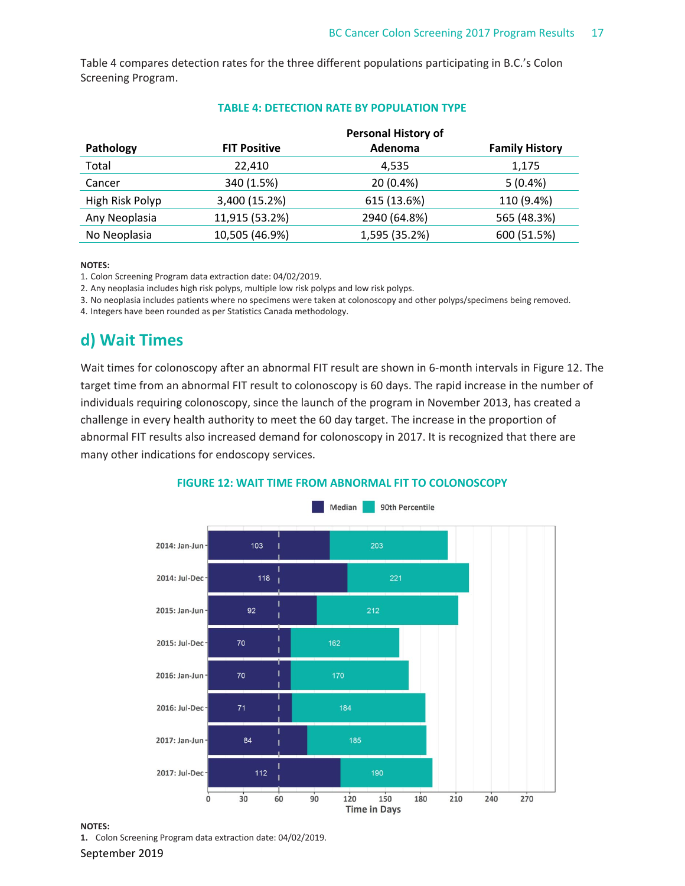Table 4 compares detection rates for the three different populations participating in B.C.'s Colon Screening Program.

**TABLE 4: DETECTION RATE BY POPULATION TYPE**

| Pathology | FIT Positive | Personal History of Adenoma | Family History |
|---|---|---|---|
| Total | 22,410 | 4,535 | 1,175 |
| Cancer | 340 (1.5%) | 20 (0.4%) | 5 (0.4%) |
| High Risk Polyp | 3,400 (15.2%) | 615 (13.6%) | 110 (9.4%) |
| Any Neoplasia | 11,915 (53.2%) | 2940 (64.8%) | 565 (48.3%) |
| No Neoplasia | 10,505 (46.9%) | 1,595 (35.2%) | 600 (51.5%) |

**NOTES:**

1. Colon Screening Program data extraction date: 04/02/2019.
2. Any neoplasia includes high risk polyps, multiple low risk polyps and low risk polyps.
3. No neoplasia includes patients where no specimens were taken at colonoscopy and other polyps/specimens being removed.
4. Integers have been rounded as per Statistics Canada methodology.

## d) Wait Times

Wait times for colonoscopy after an abnormal FIT result are shown in 6-month intervals in Figure 12. The target time from an abnormal FIT result to colonoscopy is 60 days. The rapid increase in the number of individuals requiring colonoscopy, since the launch of the program in November 2013, has created a challenge in every health authority to meet the 60 day target. The increase in the proportion of abnormal FIT results also increased demand for colonoscopy in 2017. It is recognized that there are many other indications for endoscopy services.

**FIGURE 12: WAIT TIME FROM ABNORMAL FIT TO COLONOSCOPY**

| Period | Median (days) | 90th Percentile (days) |
|---|---|---|
| 2014: Jan-Jun | 103 | 203 |
| 2014: Jul-Dec | 118 | 221 |
| 2015: Jan-Jun | 92 | 212 |
| 2015: Jul-Dec | 70 | 162 |
| 2016: Jan-Jun | 70 | 170 |
| 2016: Jul-Dec | 71 | 184 |
| 2017: Jan-Jun | 84 | 185 |
| 2017: Jul-Dec | 112 | 190 |

**NOTES:**

1. Colon Screening Program data extraction date: 04/02/2019.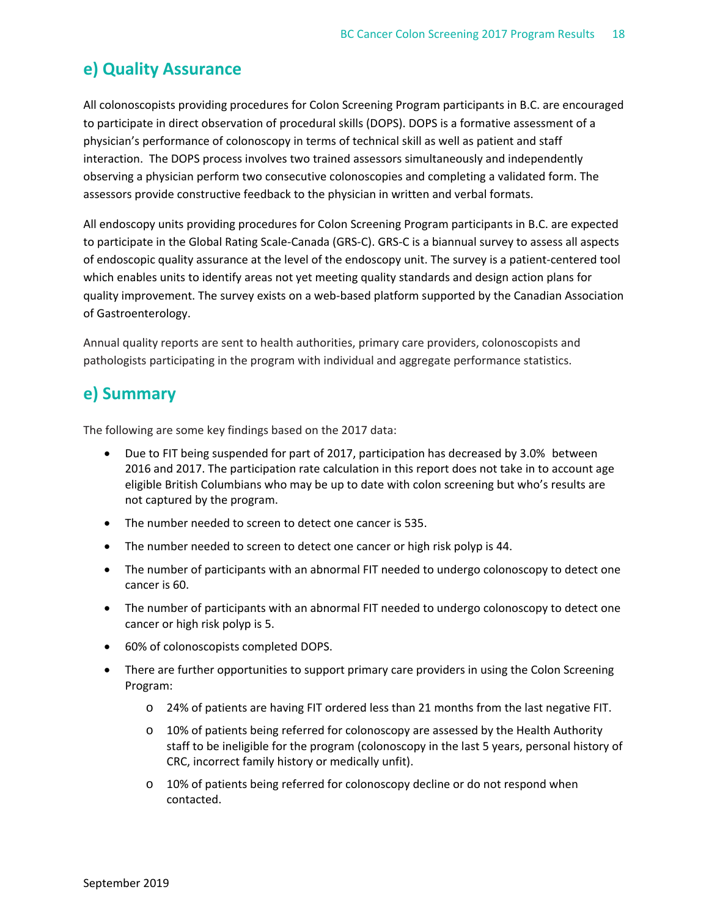## e) Quality Assurance

All colonoscopists providing procedures for Colon Screening Program participants in B.C. are encouraged to participate in direct observation of procedural skills (DOPS). DOPS is a formative assessment of a physician's performance of colonoscopy in terms of technical skill as well as patient and staff interaction. The DOPS process involves two trained assessors simultaneously and independently observing a physician perform two consecutive colonoscopies and completing a validated form. The assessors provide constructive feedback to the physician in written and verbal formats.

All endoscopy units providing procedures for Colon Screening Program participants in B.C. are expected to participate in the Global Rating Scale-Canada (GRS-C). GRS-C is a biannual survey to assess all aspects of endoscopic quality assurance at the level of the endoscopy unit. The survey is a patient-centered tool which enables units to identify areas not yet meeting quality standards and design action plans for quality improvement. The survey exists on a web-based platform supported by the Canadian Association of Gastroenterology.

Annual quality reports are sent to health authorities, primary care providers, colonoscopists and pathologists participating in the program with individual and aggregate performance statistics.

## e) Summary

The following are some key findings based on the 2017 data:

- Due to FIT being suspended for part of 2017, participation has decreased by 3.0% between 2016 and 2017. The participation rate calculation in this report does not take in to account age eligible British Columbians who may be up to date with colon screening but who's results are not captured by the program.
- The number needed to screen to detect one cancer is 535.
- The number needed to screen to detect one cancer or high risk polyp is 44.
- The number of participants with an abnormal FIT needed to undergo colonoscopy to detect one cancer is 60.
- The number of participants with an abnormal FIT needed to undergo colonoscopy to detect one cancer or high risk polyp is 5.
- 60% of colonoscopists completed DOPS.
- There are further opportunities to support primary care providers in using the Colon Screening Program:
    - 24% of patients are having FIT ordered less than 21 months from the last negative FIT.
    - 10% of patients being referred for colonoscopy are assessed by the Health Authority staff to be ineligible for the program (colonoscopy in the last 5 years, personal history of CRC, incorrect family history or medically unfit).
    - 10% of patients being referred for colonoscopy decline or do not respond when contacted.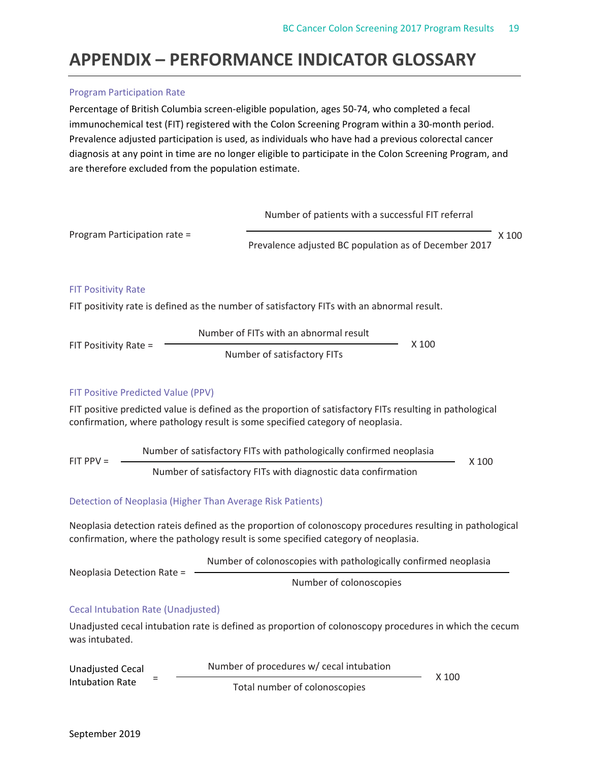# APPENDIX – PERFORMANCE INDICATOR GLOSSARY

### Program Participation Rate

Percentage of British Columbia screen-eligible population, ages 50-74, who completed a fecal immunochemical test (FIT) registered with the Colon Screening Program within a 30-month period. Prevalence adjusted participation is used, as individuals who have had a previous colorectal cancer diagnosis at any point in time are no longer eligible to participate in the Colon Screening Program, and are therefore excluded from the population estimate.

$$\text{Program Participation rate} = \frac{\text{Number of patients with a successful FIT referral}}{\text{Prevalence adjusted BC population as of December 2017}} \times 100$$

### FIT Positivity Rate

FIT positivity rate is defined as the number of satisfactory FITs with an abnormal result.

$$\text{FIT Positivity Rate} = \frac{\text{Number of FITs with an abnormal result}}{\text{Number of satisfactory FITs}} \times 100$$

### FIT Positive Predicted Value (PPV)

FIT positive predicted value is defined as the proportion of satisfactory FITs resulting in pathological confirmation, where pathology result is some specified category of neoplasia.

$$\text{FIT PPV} = \frac{\text{Number of satisfactory FITs with pathologically confirmed neoplasia}}{\text{Number of satisfactory FITs with diagnostic data confirmation}} \times 100$$

### Detection of Neoplasia (Higher Than Average Risk Patients)

Neoplasia detection rateis defined as the proportion of colonoscopy procedures resulting in pathological confirmation, where the pathology result is some specified category of neoplasia.

$$\text{Neoplasia Detection Rate} = \frac{\text{Number of colonoscopies with pathologically confirmed neoplasia}}{\text{Number of colonoscopies}}$$

### Cecal Intubation Rate (Unadjusted)

Unadjusted cecal intubation rate is defined as proportion of colonoscopy procedures in which the cecum was intubated.

$$\text{Unadjusted Cecal Intubation Rate} = \frac{\text{Number of procedures w/ cecal intubation}}{\text{Total number of colonoscopies}} \times 100$$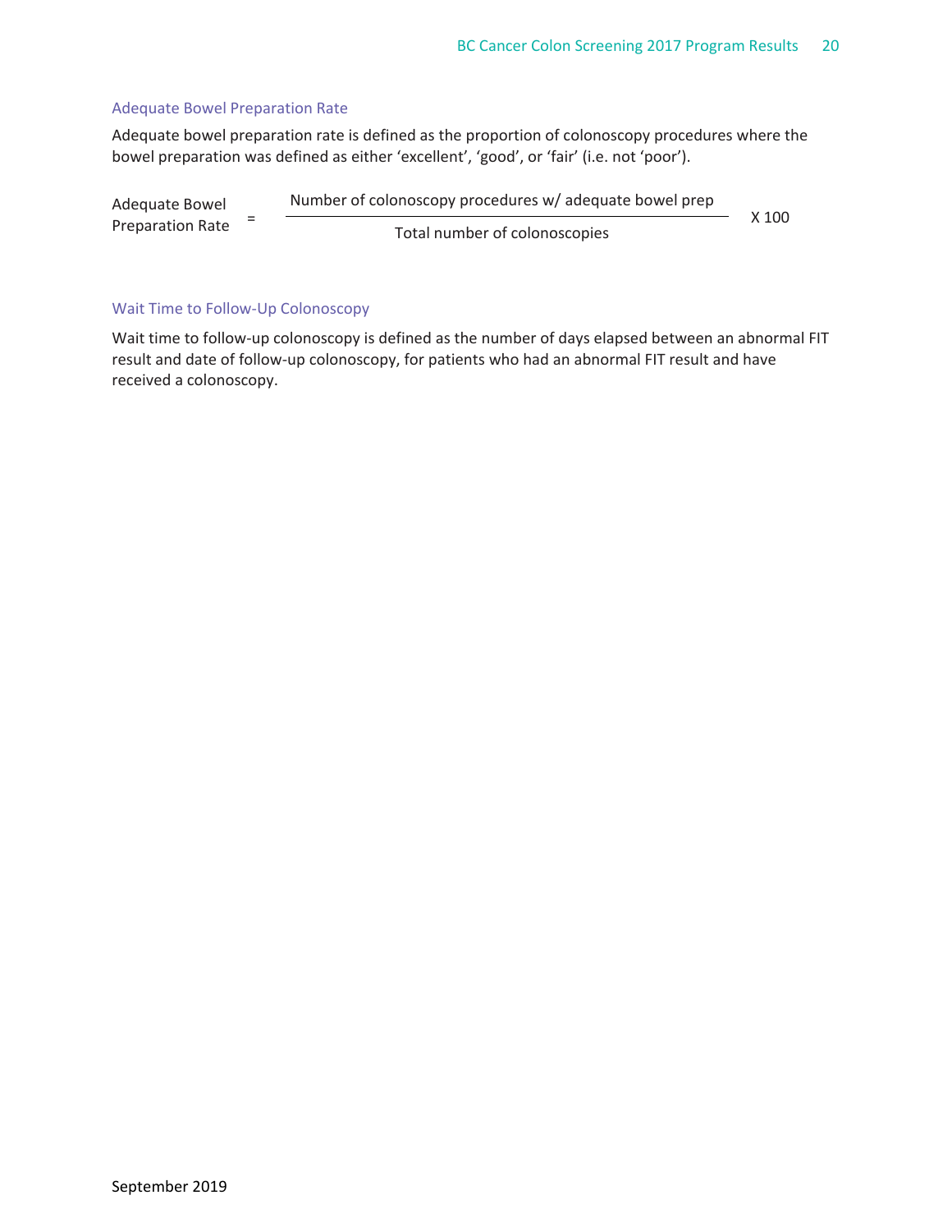### Adequate Bowel Preparation Rate

Adequate bowel preparation rate is defined as the proportion of colonoscopy procedures where the bowel preparation was defined as either 'excellent', 'good', or 'fair' (i.e. not 'poor').

$$\text{Adequate Bowel Preparation Rate} = \frac{\text{Number of colonoscopy procedures w/ adequate bowel prep}}{\text{Total number of colonoscopies}} \times 100$$

### Wait Time to Follow-Up Colonoscopy

Wait time to follow-up colonoscopy is defined as the number of days elapsed between an abnormal FIT result and date of follow-up colonoscopy, for patients who had an abnormal FIT result and have received a colonoscopy.